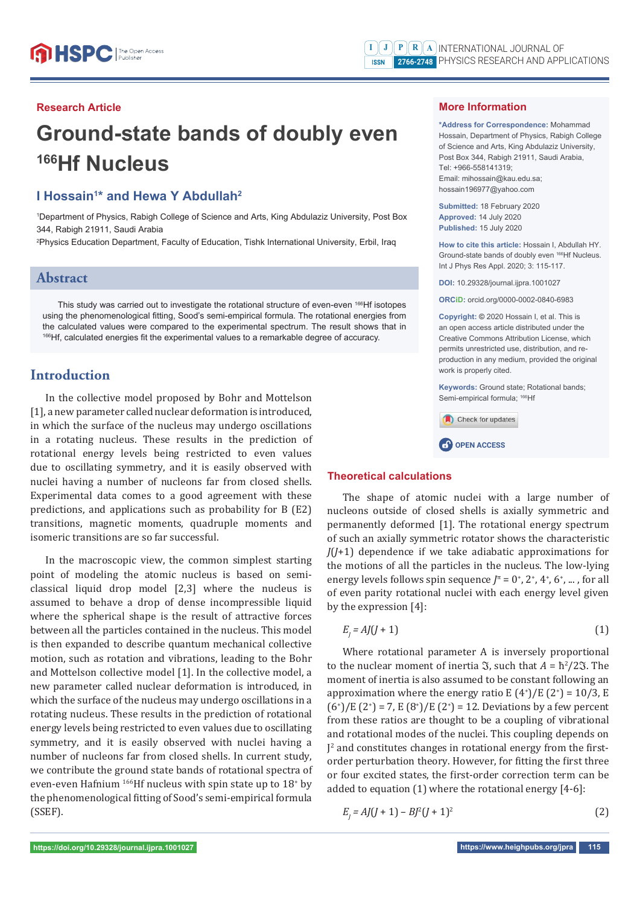Research Article

# Ground-state bands of doubly even $^{166}$Hf Nucleus

## I Hossain[1]* and Hewa Y Abdullah[2]

[1]Department of Physics, Rabigh College of Science and Arts, King Abdulaziz University, Post Box 344, Rabigh 21911, Saudi Arabia

[2]Physics Education Department, Faculty of Education, Tishk International University, Erbil, Iraq

## Abstract

This study was carried out to investigate the rotational structure of even-even $^{166}$Hf isotopes using the phenomenological fitting, Sood's semi-empirical formula. The rotational energies from the calculated values were compared to the experimental spectrum. The result shows that in $^{166}$Hf, calculated energies fit the experimental values to a remarkable degree of accuracy.

### More Information

**\*Address for Correspondence:** Mohammad Hossain, Department of Physics, Rabigh College of Science and Arts, King Abdulaziz University, Post Box 344, Rabigh 21911, Saudi Arabia, Tel: +966-558141319; Email: mihossain@kau.edu.sa; hossain196977@yahoo.com

**Submitted:** 18 February 2020
**Approved:** 14 July 2020
**Published:** 15 July 2020

**How to cite this article:** Hossain I, Abdullah HY. Ground-state bands of doubly even $^{166}$Hf Nucleus. Int J Phys Res Appl. 2020; 3: 115-117.

**DOI:** 10.29328/journal.ijpra.1001027

**ORCiD:** orcid.org/0000-0002-0840-6983

**Copyright:** © 2020 Hossain I, et al. This is an open access article distributed under the Creative Commons Attribution License, which permits unrestricted use, distribution, and reproduction in any medium, provided the original work is properly cited.

**Keywords:** Ground state; Rotational bands; Semi-empirical formula; $^{166}$Hf

## Introduction

In the collective model proposed by Bohr and Mottelson [1], a new parameter called nuclear deformation is introduced, in which the surface of the nucleus may undergo oscillations in a rotating nucleus. These results in the prediction of rotational energy levels being restricted to even values due to oscillating symmetry, and it is easily observed with nuclei having a number of nucleons far from closed shells. Experimental data comes to a good agreement with these predictions, and applications such as probability for B (E2) transitions, magnetic moments, quadruple moments and isomeric transitions are so far successful.

In the macroscopic view, the common simplest starting point of modeling the atomic nucleus is based on semi-classical liquid drop model [2,3] where the nucleus is assumed to behave a drop of dense incompressible liquid where the spherical shape is the result of attractive forces between all the particles contained in the nucleus. This model is then expanded to describe quantum mechanical collective motion, such as rotation and vibrations, leading to the Bohr and Mottelson collective model [1]. In the collective model, a new parameter called nuclear deformation is introduced, in which the surface of the nucleus may undergo oscillations in a rotating nucleus. These results in the prediction of rotational energy levels being restricted to even values due to oscillating symmetry, and it is easily observed with nuclei having a number of nucleons far from closed shells. In current study, we contribute the ground state bands of rotational spectra of even-even Hafnium $^{166}$Hf nucleus with spin state up to $18^+$ by the phenomenological fitting of Sood's semi-empirical formula (SSEF).

## Theoretical calculations

The shape of atomic nuclei with a large number of nucleons outside of closed shells is axially symmetric and permanently deformed [1]. The rotational energy spectrum of such an axially symmetric rotator shows the characteristic $J(J+1)$ dependence if we take adiabatic approximations for the motions of all the particles in the nucleus. The low-lying energy levels follows spin sequence $J^\pi = 0^+, 2^+, 4^+, 6^+, \ldots$, for all of even parity rotational nuclei with each energy level given by the expression [4]:

$$E_J = AJ(J+1) \tag{1}$$

Where rotational parameter A is inversely proportional to the nuclear moment of inertia $\Im$, such that $A = \hbar^2/2\Im$. The moment of inertia is also assumed to be constant following an approximation where the energy ratio $E(4^+)/E(2^+) = 10/3$, $E(6^+)/E(2^+) = 7$, $E(8^+)/E(2^+) = 12$. Deviations by a few percent from these ratios are thought to be a coupling of vibrational and rotational modes of the nuclei. This coupling depends on $J^2$ and constitutes changes in rotational energy from the first-order perturbation theory. However, for fitting the first three or four excited states, the first-order correction term can be added to equation (1) where the rotational energy [4-6]:

$$E_J = AJ(J+1) - BJ^2(J+1)^2 \tag{2}$$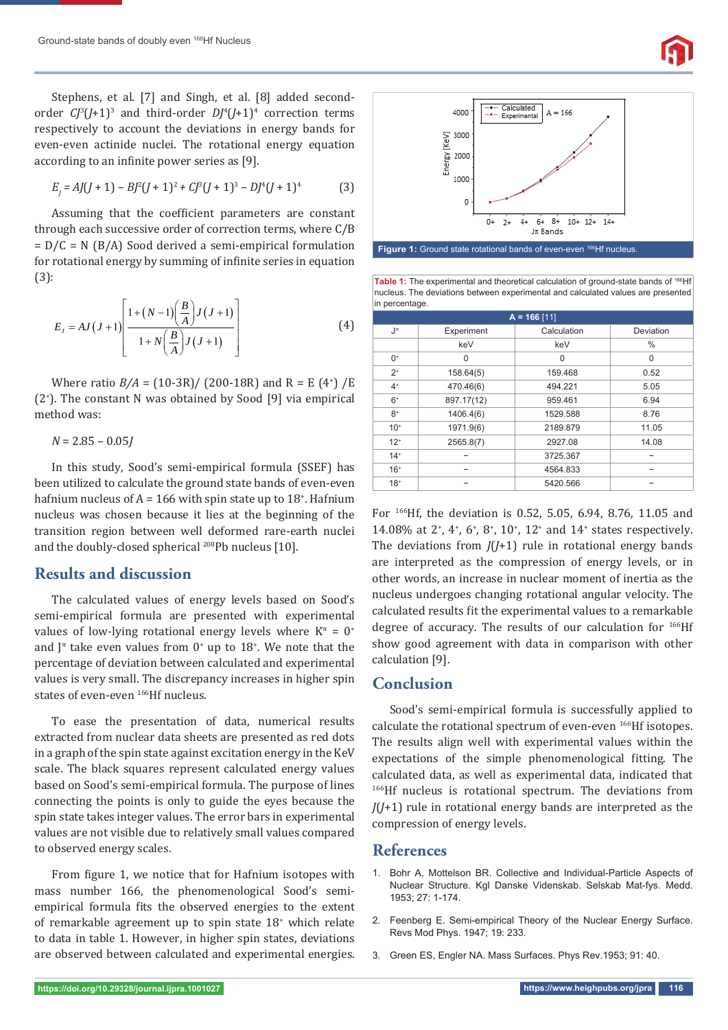Stephens, et al. [7] and Singh, et al. [8] added second-order $CJ^3(J+1)^3$ and third-order $DJ^4(J+1)^4$ correction terms respectively to account the deviations in energy bands for even-even actinide nuclei. The rotational energy equation according to an infinite power series as [9].

$$E_J = AJ(J+1) - BJ^2(J+1)^2 + CJ^3(J+1)^3 - DJ^4(J+1)^4 \quad (3)$$

Assuming that the coefficient parameters are constant through each successive order of correction terms, where C/B = D/C = N (B/A) Sood derived a semi-empirical formulation for rotational energy by summing of infinite series in equation (3):

$$E_J = AJ(J+1)\left[\frac{1+(N-1)\left(\frac{B}{A}\right)J(J+1)}{1+N\left(\frac{B}{A}\right)J(J+1)}\right] \quad (4)$$

Where ratio $B/A = (10-3R)/(200-18R)$ and $R = E(4^+)/E(2^+)$. The constant N was obtained by Sood [9] via empirical method was:

$$N = 2.85 - 0.05J$$

In this study, Sood's semi-empirical formula (SSEF) has been utilized to calculate the ground state bands of even-even hafnium nucleus of A = 166 with spin state up to $18^+$. Hafnium nucleus was chosen because it lies at the beginning of the transition region between well deformed rare-earth nuclei and the doubly-closed spherical $^{208}$Pb nucleus [10].

## Results and discussion

The calculated values of energy levels based on Sood's semi-empirical formula are presented with experimental values of low-lying rotational energy levels where $K^\pi = 0^+$ and $J^\pi$ take even values from $0^+$ up to $18^+$. We note that the percentage of deviation between calculated and experimental values is very small. The discrepancy increases in higher spin states of even-even $^{166}$Hf nucleus.

To ease the presentation of data, numerical results extracted from nuclear data sheets are presented as red dots in a graph of the spin state against excitation energy in the KeV scale. The black squares represent calculated energy values based on Sood's semi-empirical formula. The purpose of lines connecting the points is only to guide the eyes because the spin state takes integer values. The error bars in experimental values are not visible due to relatively small values compared to observed energy scales.

From figure 1, we notice that for Hafnium isotopes with mass number 166, the phenomenological Sood's semi-empirical formula fits the observed energies to the extent of remarkable agreement up to spin state $18^+$ which relate to data in table 1. However, in higher spin states, deviations are observed between calculated and experimental energies.

**Figure 1:** Ground state rotational bands of even-even $^{166}$Hf nucleus.

**Table 1:** The experimental and theoretical calculation of ground-state bands of $^{166}$Hf nucleus. The deviations between experimental and calculated values are presented in percentage.

| A = 166 [11] | | | |
|---|---|---|---|
| $J^\pi$ | Experiment | Calculation | Deviation |
| | keV | keV | % |
| $0^+$ | 0 | 0 | 0 |
| $2^+$ | 158.64(5) | 159.468 | 0.52 |
| $4^+$ | 470.46(6) | 494.221 | 5.05 |
| $6^+$ | 897.17(12) | 959.461 | 6.94 |
| $8^+$ | 1406.4(6) | 1529.588 | 8.76 |
| $10^+$ | 1971.9(6) | 2189.879 | 11.05 |
| $12^+$ | 2565.8(7) | 2927.08 | 14.08 |
| $14^+$ | – | 3725.367 | – |
| $16^+$ | – | 4564.833 | – |
| $18^+$ | – | 5420.566 | – |

For $^{166}$Hf, the deviation is 0.52, 5.05, 6.94, 8.76, 11.05 and 14.08% at $2^+$, $4^+$, $6^+$, $8^+$, $10^+$, $12^+$ and $14^+$ states respectively. The deviations from $J(J+1)$ rule in rotational energy bands are interpreted as the compression of energy levels, or in other words, an increase in nuclear moment of inertia as the nucleus undergoes changing rotational angular velocity. The calculated results fit the experimental values to a remarkable degree of accuracy. The results of our calculation for $^{166}$Hf show good agreement with data in comparison with other calculation [9].

## Conclusion

Sood's semi-empirical formula is successfully applied to calculate the rotational spectrum of even-even $^{166}$Hf isotopes. The results align well with experimental values within the expectations of the simple phenomenological fitting. The calculated data, as well as experimental data, indicated that $^{166}$Hf nucleus is rotational spectrum. The deviations from $J(J+1)$ rule in rotational energy bands are interpreted as the compression of energy levels.

## References

1. Bohr A, Mottelson BR. Collective and Individual-Particle Aspects of Nuclear Structure. Kgl Danske Videnskab. Selskab Mat-fys. Medd. 1953; 27: 1-174.

2. Feenberg E. Semi-empirical Theory of the Nuclear Energy Surface. Revs Mod Phys. 1947; 19: 233.

3. Green ES, Engler NA. Mass Surfaces. Phys Rev.1953; 91: 40.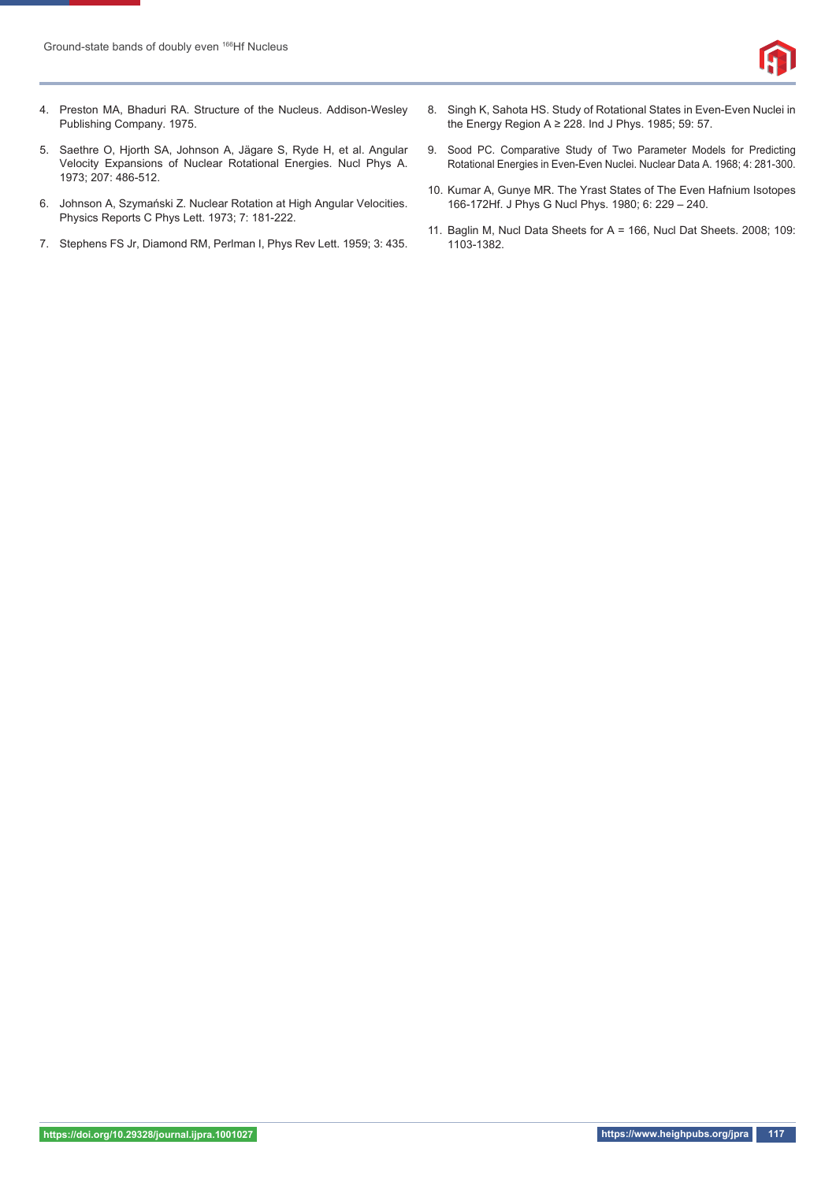4. Preston MA, Bhaduri RA. Structure of the Nucleus. Addison-Wesley Publishing Company. 1975.

5. Saethre O, Hjorth SA, Johnson A, Jägare S, Ryde H, et al. Angular Velocity Expansions of Nuclear Rotational Energies. Nucl Phys A. 1973; 207: 486-512.

6. Johnson A, Szymański Z. Nuclear Rotation at High Angular Velocities. Physics Reports C Phys Lett. 1973; 7: 181-222.

7. Stephens FS Jr, Diamond RM, Perlman I, Phys Rev Lett. 1959; 3: 435.

8. Singh K, Sahota HS. Study of Rotational States in Even-Even Nuclei in the Energy Region A ≥ 228. Ind J Phys. 1985; 59: 57.

9. Sood PC. Comparative Study of Two Parameter Models for Predicting Rotational Energies in Even-Even Nuclei. Nuclear Data A. 1968; 4: 281-300.

10. Kumar A, Gunye MR. The Yrast States of The Even Hafnium Isotopes 166-172Hf. J Phys G Nucl Phys. 1980; 6: 229 – 240.

11. Baglin M, Nucl Data Sheets for A = 166, Nucl Dat Sheets. 2008; 109: 1103-1382.